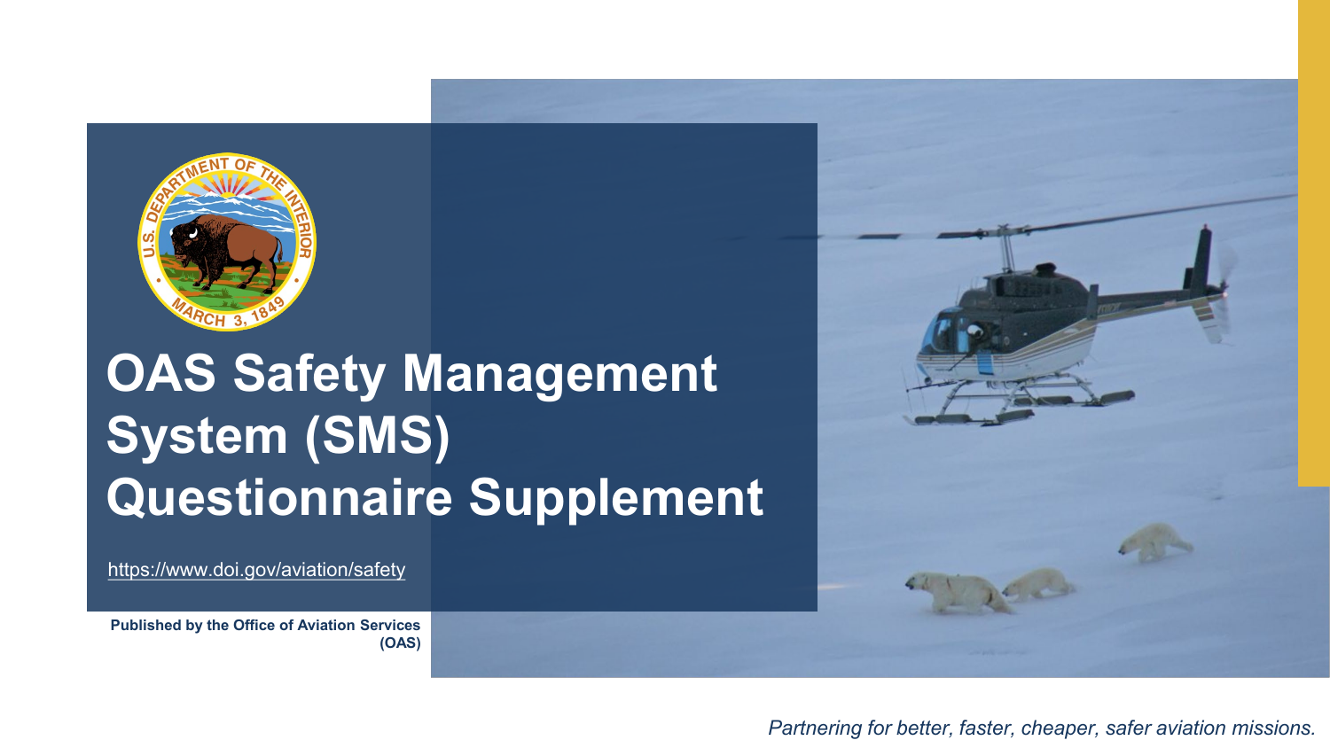# OAS Safety Management System (SMS) Questionnaire Supplement

https://www.doi.gov/aviation/safety

**Published by the Office of Aviation Services (OAS)**

*Partnering for better, faster, cheaper, safer aviation missions.*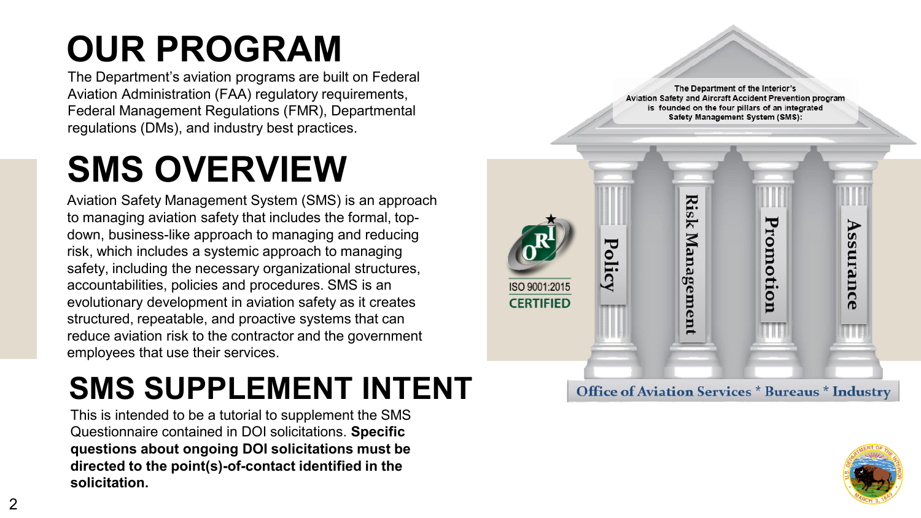# OUR PROGRAM

The Department's aviation programs are built on Federal Aviation Administration (FAA) regulatory requirements, Federal Management Regulations (FMR), Departmental regulations (DMs), and industry best practices.

# SMS OVERVIEW

Aviation Safety Management System (SMS) is an approach to managing aviation safety that includes the formal, top-down, business-like approach to managing and reducing risk, which includes a systemic approach to managing safety, including the necessary organizational structures, accountabilities, policies and procedures. SMS is an evolutionary development in aviation safety as it creates structured, repeatable, and proactive systems that can reduce aviation risk to the contractor and the government employees that use their services.

# SMS SUPPLEMENT INTENT

This is intended to be a tutorial to supplement the SMS Questionnaire contained in DOI solicitations. **Specific questions about ongoing DOI solicitations must be directed to the point(s)-of-contact identified in the solicitation.**

The Department of the Interior's Aviation Safety and Aircraft Accident Prevention program is founded on the four pillars of an integrated Safety Management System (SMS):

- Policy
- Risk Management
- Promotion
- Assurance

Office of Aviation Services * Bureaus * Industry

ISO 9001:2015 CERTIFIED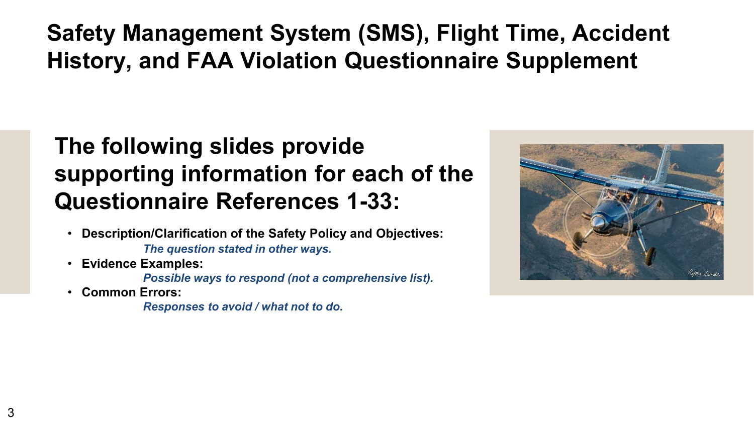# Safety Management System (SMS), Flight Time, Accident History, and FAA Violation Questionnaire Supplement

## The following slides provide supporting information for each of the Questionnaire References 1-33:

- **Description/Clarification of the Safety Policy and Objectives:**
  *The question stated in other ways.*
- **Evidence Examples:**
  *Possible ways to respond (not a comprehensive list).*
- **Common Errors:**
  *Responses to avoid / what not to do.*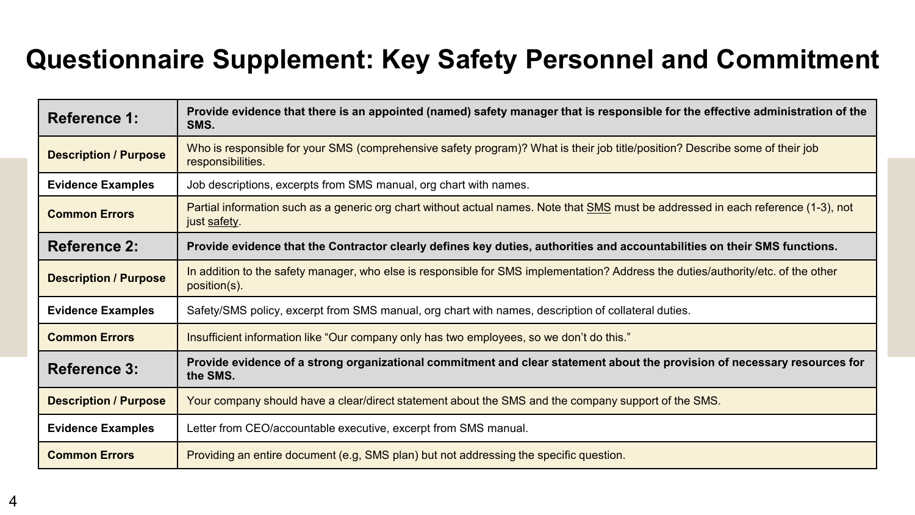# Questionnaire Supplement: Key Safety Personnel and Commitment

| **Reference 1:** | **Provide evidence that there is an appointed (named) safety manager that is responsible for the effective administration of the SMS.** |
|---|---|
| **Description / Purpose** | Who is responsible for your SMS (comprehensive safety program)? What is their job title/position? Describe some of their job responsibilities. |
| **Evidence Examples** | Job descriptions, excerpts from SMS manual, org chart with names. |
| **Common Errors** | Partial information such as a generic org chart without actual names. Note that <u>SMS</u> must be addressed in each reference (1-3), not just <u>safety</u>. |
| **Reference 2:** | **Provide evidence that the Contractor clearly defines key duties, authorities and accountabilities on their SMS functions.** |
| **Description / Purpose** | In addition to the safety manager, who else is responsible for SMS implementation? Address the duties/authority/etc. of the other position(s). |
| **Evidence Examples** | Safety/SMS policy, excerpt from SMS manual, org chart with names, description of collateral duties. |
| **Common Errors** | Insufficient information like "Our company only has two employees, so we don't do this." |
| **Reference 3:** | **Provide evidence of a strong organizational commitment and clear statement about the provision of necessary resources for the SMS.** |
| **Description / Purpose** | Your company should have a clear/direct statement about the SMS and the company support of the SMS. |
| **Evidence Examples** | Letter from CEO/accountable executive, excerpt from SMS manual. |
| **Common Errors** | Providing an entire document (e.g, SMS plan) but not addressing the specific question. |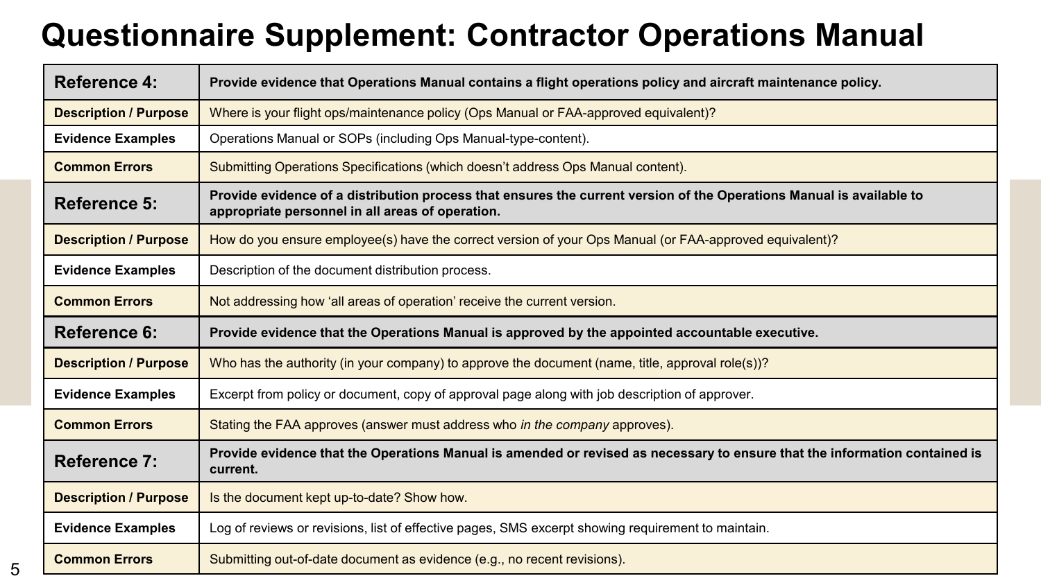# Questionnaire Supplement: Contractor Operations Manual

| **Reference 4:** | **Provide evidence that Operations Manual contains a flight operations policy and aircraft maintenance policy.** |
|---|---|
| **Description / Purpose** | Where is your flight ops/maintenance policy (Ops Manual or FAA-approved equivalent)? |
| **Evidence Examples** | Operations Manual or SOPs (including Ops Manual-type-content). |
| **Common Errors** | Submitting Operations Specifications (which doesn't address Ops Manual content). |
| **Reference 5:** | **Provide evidence of a distribution process that ensures the current version of the Operations Manual is available to appropriate personnel in all areas of operation.** |
| **Description / Purpose** | How do you ensure employee(s) have the correct version of your Ops Manual (or FAA-approved equivalent)? |
| **Evidence Examples** | Description of the document distribution process. |
| **Common Errors** | Not addressing how 'all areas of operation' receive the current version. |
| **Reference 6:** | **Provide evidence that the Operations Manual is approved by the appointed accountable executive.** |
| **Description / Purpose** | Who has the authority (in your company) to approve the document (name, title, approval role(s))? |
| **Evidence Examples** | Excerpt from policy or document, copy of approval page along with job description of approver. |
| **Common Errors** | Stating the FAA approves (answer must address who *in the company* approves). |
| **Reference 7:** | **Provide evidence that the Operations Manual is amended or revised as necessary to ensure that the information contained is current.** |
| **Description / Purpose** | Is the document kept up-to-date? Show how. |
| **Evidence Examples** | Log of reviews or revisions, list of effective pages, SMS excerpt showing requirement to maintain. |
| **Common Errors** | Submitting out-of-date document as evidence (e.g., no recent revisions). |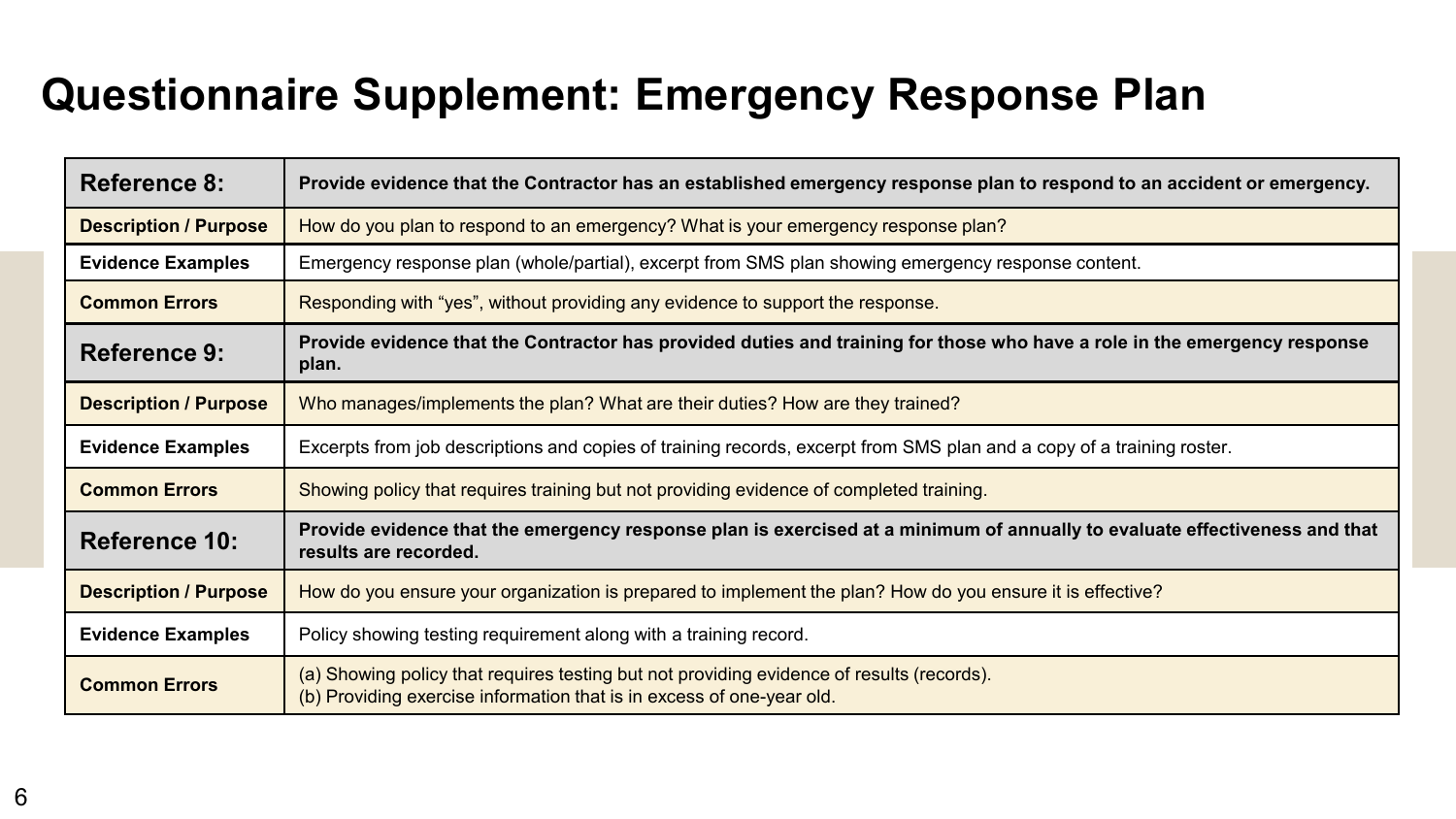# Questionnaire Supplement: Emergency Response Plan

| **Reference 8:** | **Provide evidence that the Contractor has an established emergency response plan to respond to an accident or emergency.** |
|---|---|
| **Description / Purpose** | How do you plan to respond to an emergency? What is your emergency response plan? |
| **Evidence Examples** | Emergency response plan (whole/partial), excerpt from SMS plan showing emergency response content. |
| **Common Errors** | Responding with “yes”, without providing any evidence to support the response. |
| **Reference 9:** | **Provide evidence that the Contractor has provided duties and training for those who have a role in the emergency response plan.** |
| **Description / Purpose** | Who manages/implements the plan? What are their duties? How are they trained? |
| **Evidence Examples** | Excerpts from job descriptions and copies of training records, excerpt from SMS plan and a copy of a training roster. |
| **Common Errors** | Showing policy that requires training but not providing evidence of completed training. |
| **Reference 10:** | **Provide evidence that the emergency response plan is exercised at a minimum of annually to evaluate effectiveness and that results are recorded.** |
| **Description / Purpose** | How do you ensure your organization is prepared to implement the plan? How do you ensure it is effective? |
| **Evidence Examples** | Policy showing testing requirement along with a training record. |
| **Common Errors** | (a) Showing policy that requires testing but not providing evidence of results (records).<br>(b) Providing exercise information that is in excess of one-year old. |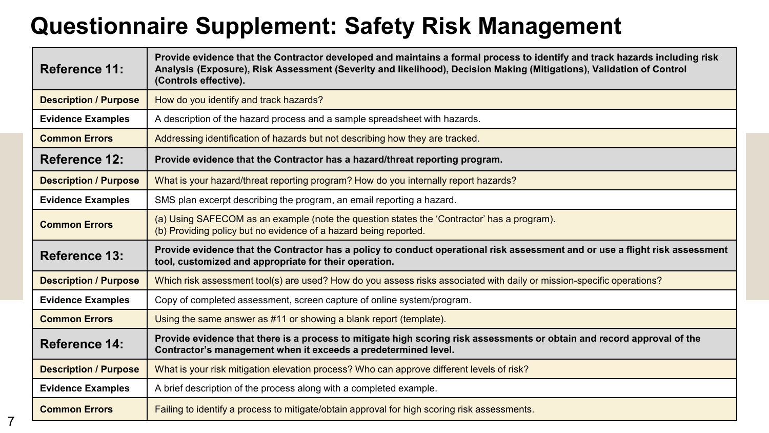# Questionnaire Supplement: Safety Risk Management

| **Reference 11:** | **Provide evidence that the Contractor developed and maintains a formal process to identify and track hazards including risk Analysis (Exposure), Risk Assessment (Severity and likelihood), Decision Making (Mitigations), Validation of Control (Controls effective).** |
|---|---|
| **Description / Purpose** | How do you identify and track hazards? |
| **Evidence Examples** | A description of the hazard process and a sample spreadsheet with hazards. |
| **Common Errors** | Addressing identification of hazards but not describing how they are tracked. |
| **Reference 12:** | **Provide evidence that the Contractor has a hazard/threat reporting program.** |
| **Description / Purpose** | What is your hazard/threat reporting program? How do you internally report hazards? |
| **Evidence Examples** | SMS plan excerpt describing the program, an email reporting a hazard. |
| **Common Errors** | (a) Using SAFECOM as an example (note the question states the 'Contractor' has a program).<br>(b) Providing policy but no evidence of a hazard being reported. |
| **Reference 13:** | **Provide evidence that the Contractor has a policy to conduct operational risk assessment and or use a flight risk assessment tool, customized and appropriate for their operation.** |
| **Description / Purpose** | Which risk assessment tool(s) are used? How do you assess risks associated with daily or mission-specific operations? |
| **Evidence Examples** | Copy of completed assessment, screen capture of online system/program. |
| **Common Errors** | Using the same answer as #11 or showing a blank report (template). |
| **Reference 14:** | **Provide evidence that there is a process to mitigate high scoring risk assessments or obtain and record approval of the Contractor's management when it exceeds a predetermined level.** |
| **Description / Purpose** | What is your risk mitigation elevation process? Who can approve different levels of risk? |
| **Evidence Examples** | A brief description of the process along with a completed example. |
| **Common Errors** | Failing to identify a process to mitigate/obtain approval for high scoring risk assessments. |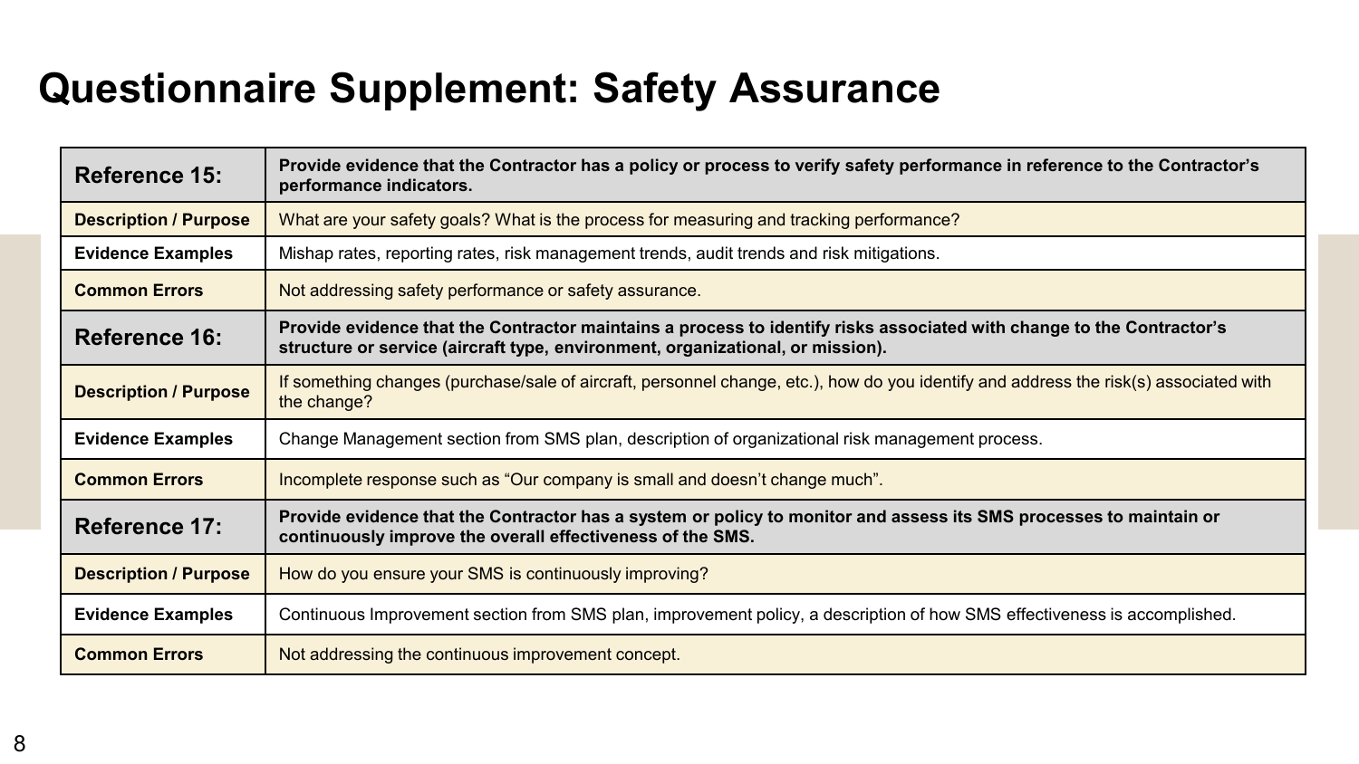# Questionnaire Supplement: Safety Assurance

| **Reference 15:** | **Provide evidence that the Contractor has a policy or process to verify safety performance in reference to the Contractor's performance indicators.** |
|---|---|
| **Description / Purpose** | What are your safety goals? What is the process for measuring and tracking performance? |
| **Evidence Examples** | Mishap rates, reporting rates, risk management trends, audit trends and risk mitigations. |
| **Common Errors** | Not addressing safety performance or safety assurance. |
| **Reference 16:** | **Provide evidence that the Contractor maintains a process to identify risks associated with change to the Contractor's structure or service (aircraft type, environment, organizational, or mission).** |
| **Description / Purpose** | If something changes (purchase/sale of aircraft, personnel change, etc.), how do you identify and address the risk(s) associated with the change? |
| **Evidence Examples** | Change Management section from SMS plan, description of organizational risk management process. |
| **Common Errors** | Incomplete response such as "Our company is small and doesn't change much". |
| **Reference 17:** | **Provide evidence that the Contractor has a system or policy to monitor and assess its SMS processes to maintain or continuously improve the overall effectiveness of the SMS.** |
| **Description / Purpose** | How do you ensure your SMS is continuously improving? |
| **Evidence Examples** | Continuous Improvement section from SMS plan, improvement policy, a description of how SMS effectiveness is accomplished. |
| **Common Errors** | Not addressing the continuous improvement concept. |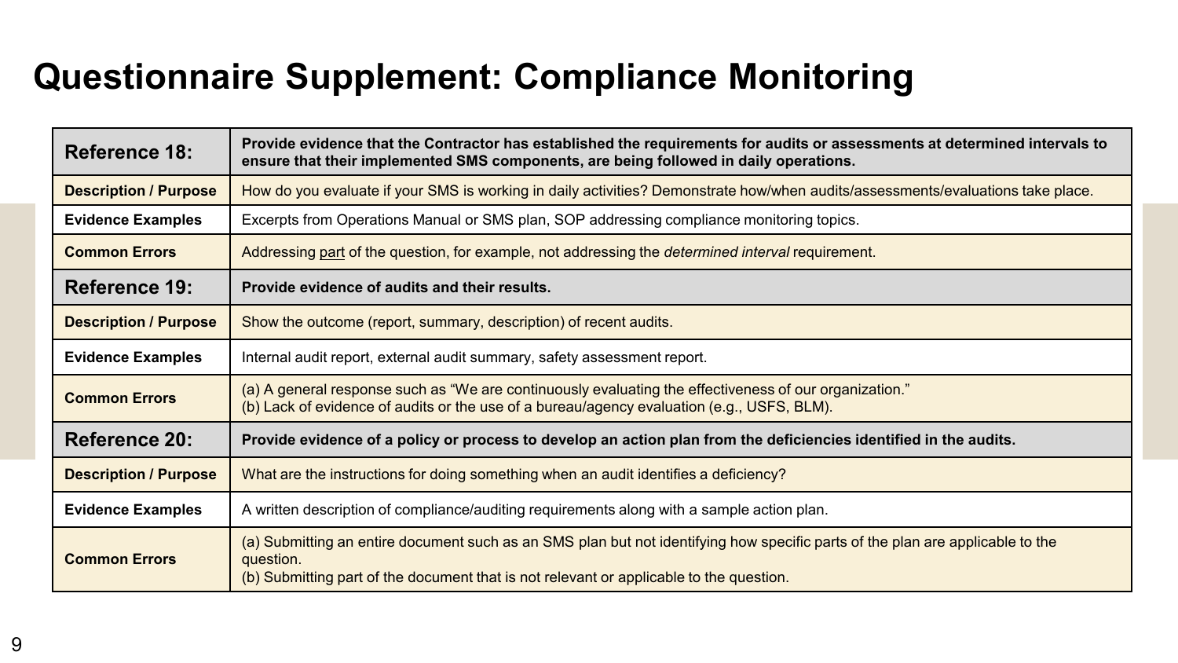# Questionnaire Supplement: Compliance Monitoring

| **Reference 18:** | **Provide evidence that the Contractor has established the requirements for audits or assessments at determined intervals to ensure that their implemented SMS components, are being followed in daily operations.** |
|---|---|
| **Description / Purpose** | How do you evaluate if your SMS is working in daily activities? Demonstrate how/when audits/assessments/evaluations take place. |
| **Evidence Examples** | Excerpts from Operations Manual or SMS plan, SOP addressing compliance monitoring topics. |
| **Common Errors** | Addressing part of the question, for example, not addressing the *determined interval* requirement. |
| **Reference 19:** | **Provide evidence of audits and their results.** |
| **Description / Purpose** | Show the outcome (report, summary, description) of recent audits. |
| **Evidence Examples** | Internal audit report, external audit summary, safety assessment report. |
| **Common Errors** | (a) A general response such as “We are continuously evaluating the effectiveness of our organization.”<br>(b) Lack of evidence of audits or the use of a bureau/agency evaluation (e.g., USFS, BLM). |
| **Reference 20:** | **Provide evidence of a policy or process to develop an action plan from the deficiencies identified in the audits.** |
| **Description / Purpose** | What are the instructions for doing something when an audit identifies a deficiency? |
| **Evidence Examples** | A written description of compliance/auditing requirements along with a sample action plan. |
| **Common Errors** | (a) Submitting an entire document such as an SMS plan but not identifying how specific parts of the plan are applicable to the question.<br>(b) Submitting part of the document that is not relevant or applicable to the question. |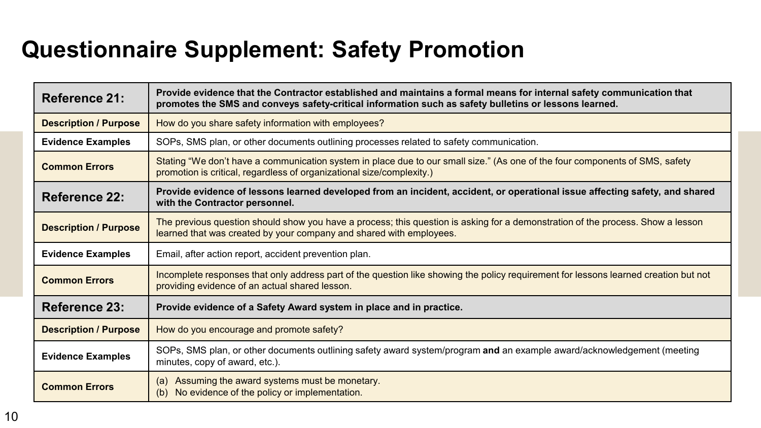# Questionnaire Supplement: Safety Promotion

| **Reference 21:** | **Provide evidence that the Contractor established and maintains a formal means for internal safety communication that promotes the SMS and conveys safety-critical information such as safety bulletins or lessons learned.** |
|---|---|
| **Description / Purpose** | How do you share safety information with employees? |
| **Evidence Examples** | SOPs, SMS plan, or other documents outlining processes related to safety communication. |
| **Common Errors** | Stating "We don't have a communication system in place due to our small size." (As one of the four components of SMS, safety promotion is critical, regardless of organizational size/complexity.) |
| **Reference 22:** | **Provide evidence of lessons learned developed from an incident, accident, or operational issue affecting safety, and shared with the Contractor personnel.** |
| **Description / Purpose** | The previous question should show you have a process; this question is asking for a demonstration of the process. Show a lesson learned that was created by your company and shared with employees. |
| **Evidence Examples** | Email, after action report, accident prevention plan. |
| **Common Errors** | Incomplete responses that only address part of the question like showing the policy requirement for lessons learned creation but not providing evidence of an actual shared lesson. |
| **Reference 23:** | **Provide evidence of a Safety Award system in place and in practice.** |
| **Description / Purpose** | How do you encourage and promote safety? |
| **Evidence Examples** | SOPs, SMS plan, or other documents outlining safety award system/program **and** an example award/acknowledgement (meeting minutes, copy of award, etc.). |
| **Common Errors** | (a) Assuming the award systems must be monetary.<br>(b) No evidence of the policy or implementation. |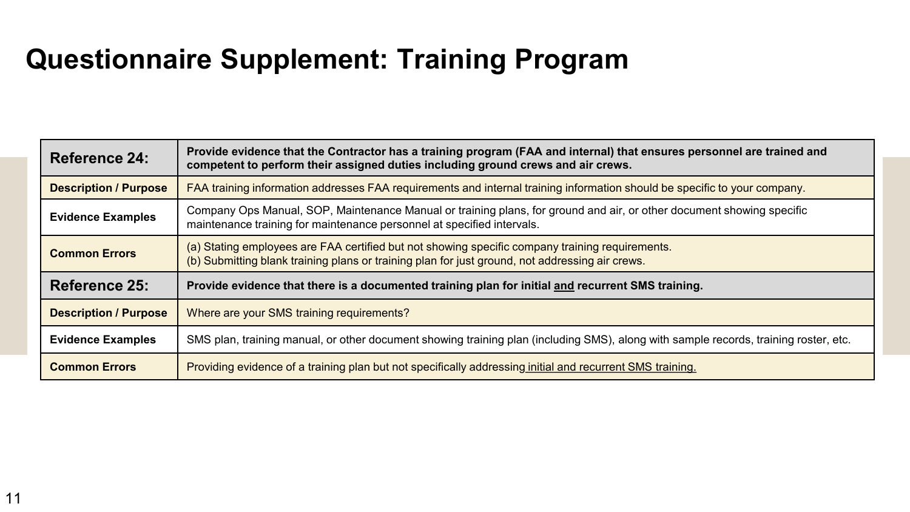# Questionnaire Supplement: Training Program

| **Reference 24:** | **Provide evidence that the Contractor has a training program (FAA and internal) that ensures personnel are trained and competent to perform their assigned duties including ground crews and air crews.** |
|---|---|
| **Description / Purpose** | FAA training information addresses FAA requirements and internal training information should be specific to your company. |
| **Evidence Examples** | Company Ops Manual, SOP, Maintenance Manual or training plans, for ground and air, or other document showing specific maintenance training for maintenance personnel at specified intervals. |
| **Common Errors** | (a) Stating employees are FAA certified but not showing specific company training requirements.<br>(b) Submitting blank training plans or training plan for just ground, not addressing air crews. |
| **Reference 25:** | **Provide evidence that there is a documented training plan for initial and recurrent SMS training.** |
| **Description / Purpose** | Where are your SMS training requirements? |
| **Evidence Examples** | SMS plan, training manual, or other document showing training plan (including SMS), along with sample records, training roster, etc. |
| **Common Errors** | Providing evidence of a training plan but not specifically addressing initial and recurrent SMS training. |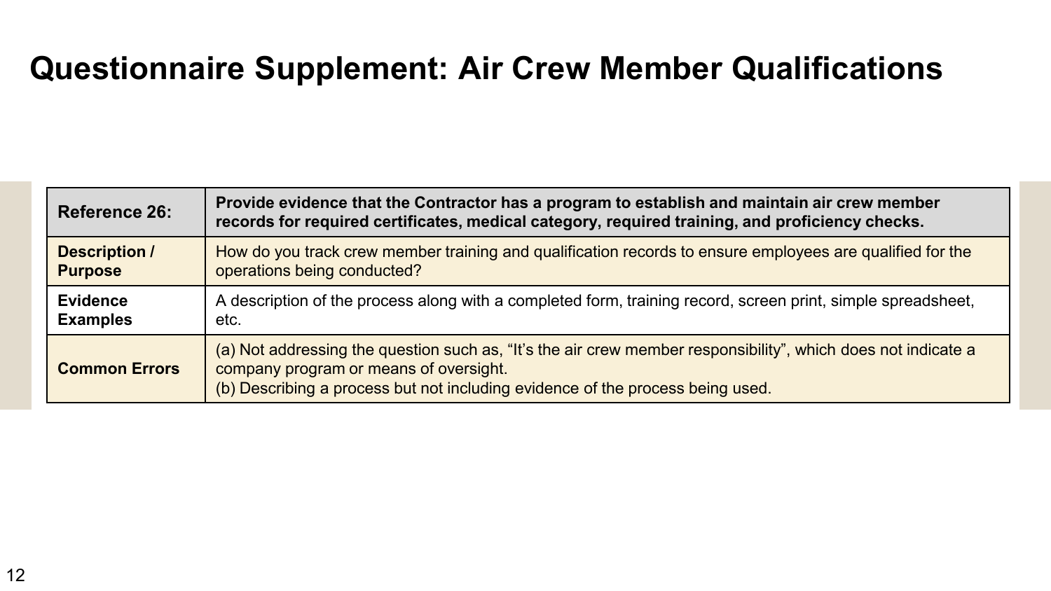# Questionnaire Supplement: Air Crew Member Qualifications

| **Reference 26:** | **Provide evidence that the Contractor has a program to establish and maintain air crew member records for required certificates, medical category, required training, and proficiency checks.** |
|---|---|
| **Description / Purpose** | How do you track crew member training and qualification records to ensure employees are qualified for the operations being conducted? |
| **Evidence Examples** | A description of the process along with a completed form, training record, screen print, simple spreadsheet, etc. |
| **Common Errors** | (a) Not addressing the question such as, "It's the air crew member responsibility", which does not indicate a company program or means of oversight.<br>(b) Describing a process but not including evidence of the process being used. |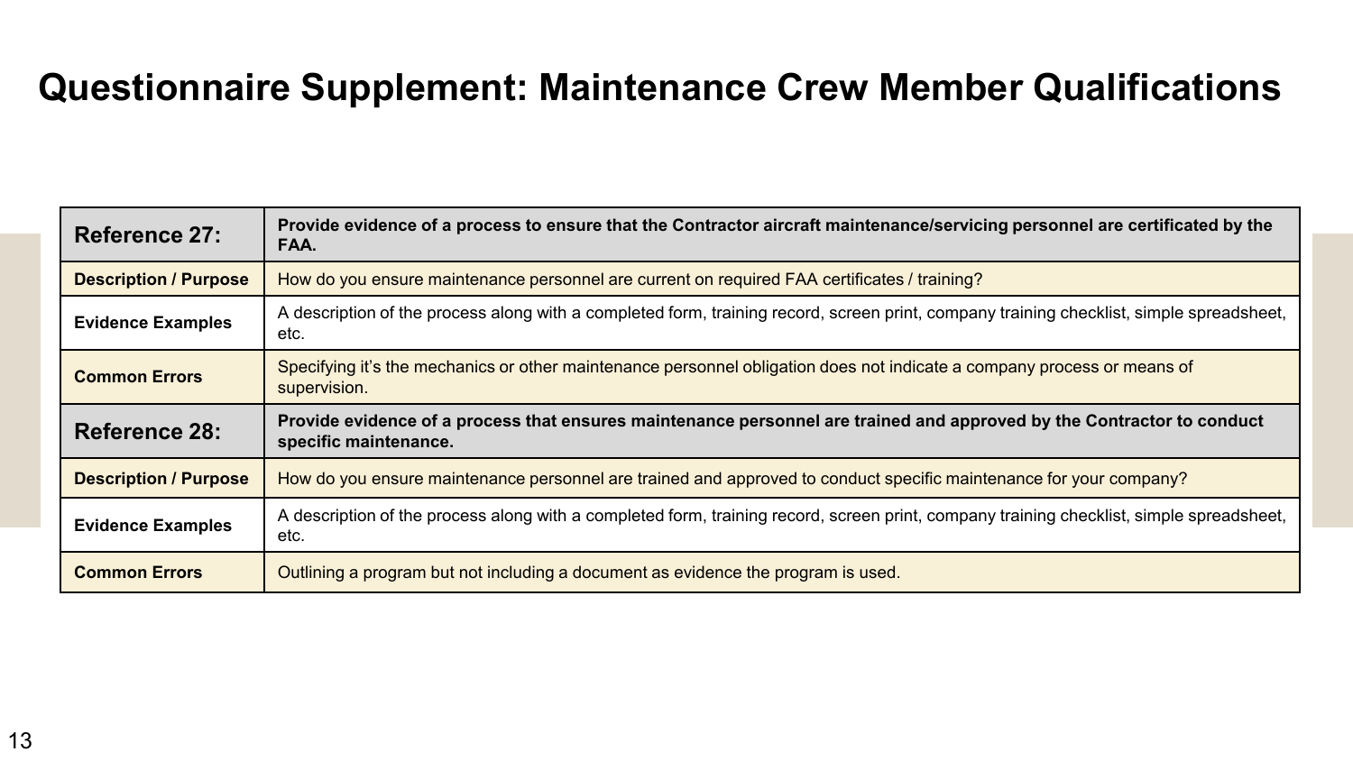# Questionnaire Supplement: Maintenance Crew Member Qualifications

| **Reference 27:** | **Provide evidence of a process to ensure that the Contractor aircraft maintenance/servicing personnel are certificated by the FAA.** |
|---|---|
| **Description / Purpose** | How do you ensure maintenance personnel are current on required FAA certificates / training? |
| **Evidence Examples** | A description of the process along with a completed form, training record, screen print, company training checklist, simple spreadsheet, etc. |
| **Common Errors** | Specifying it's the mechanics or other maintenance personnel obligation does not indicate a company process or means of supervision. |
| **Reference 28:** | **Provide evidence of a process that ensures maintenance personnel are trained and approved by the Contractor to conduct specific maintenance.** |
| **Description / Purpose** | How do you ensure maintenance personnel are trained and approved to conduct specific maintenance for your company? |
| **Evidence Examples** | A description of the process along with a completed form, training record, screen print, company training checklist, simple spreadsheet, etc. |
| **Common Errors** | Outlining a program but not including a document as evidence the program is used. |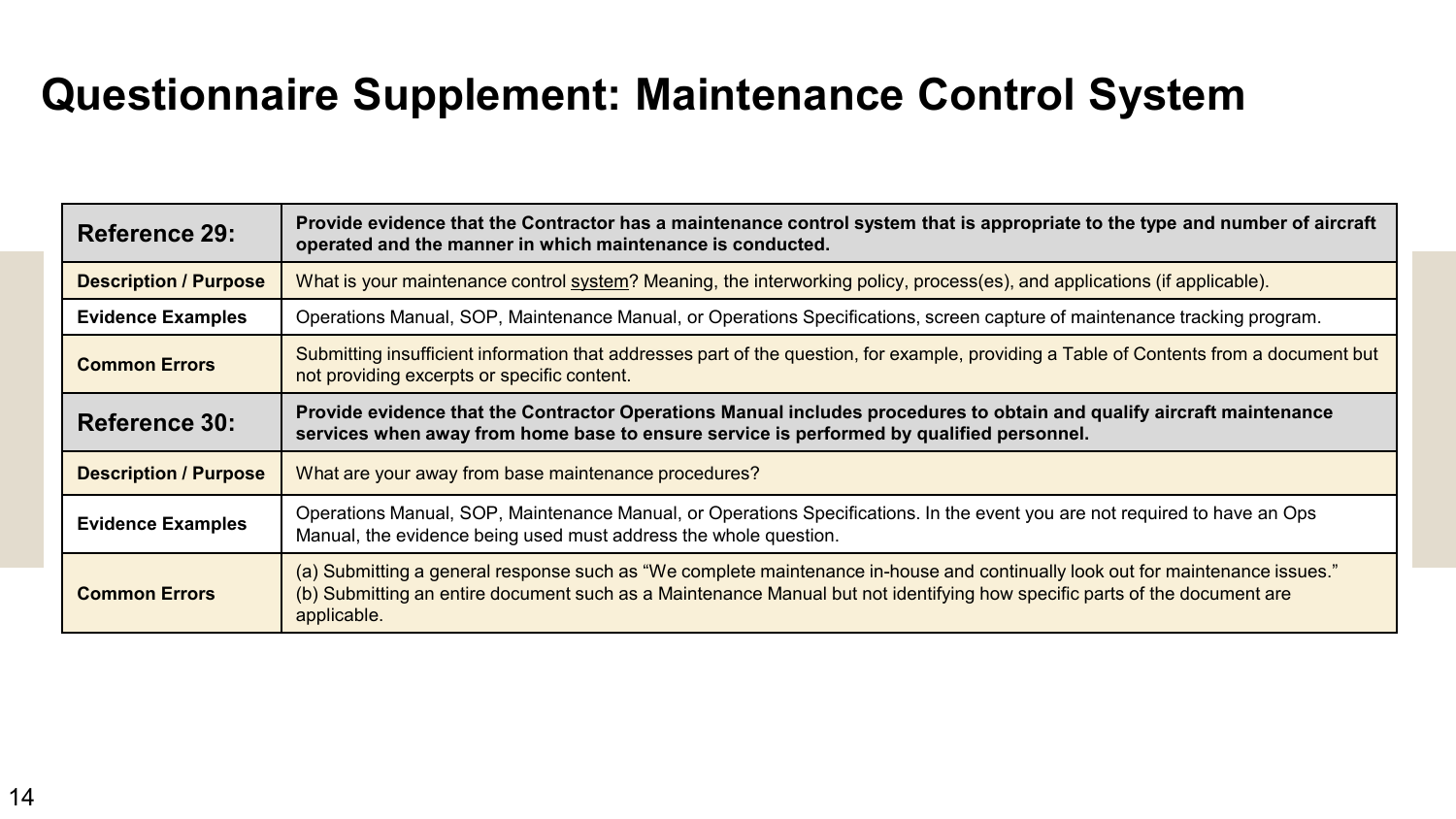# Questionnaire Supplement: Maintenance Control System

| **Reference 29:** | **Provide evidence that the Contractor has a maintenance control system that is appropriate to the type and number of aircraft operated and the manner in which maintenance is conducted.** |
| --- | --- |
| **Description / Purpose** | What is your maintenance control system? Meaning, the interworking policy, process(es), and applications (if applicable). |
| **Evidence Examples** | Operations Manual, SOP, Maintenance Manual, or Operations Specifications, screen capture of maintenance tracking program. |
| **Common Errors** | Submitting insufficient information that addresses part of the question, for example, providing a Table of Contents from a document but not providing excerpts or specific content. |
| **Reference 30:** | **Provide evidence that the Contractor Operations Manual includes procedures to obtain and qualify aircraft maintenance services when away from home base to ensure service is performed by qualified personnel.** |
| **Description / Purpose** | What are your away from base maintenance procedures? |
| **Evidence Examples** | Operations Manual, SOP, Maintenance Manual, or Operations Specifications. In the event you are not required to have an Ops Manual, the evidence being used must address the whole question. |
| **Common Errors** | (a) Submitting a general response such as "We complete maintenance in-house and continually look out for maintenance issues." (b) Submitting an entire document such as a Maintenance Manual but not identifying how specific parts of the document are applicable. |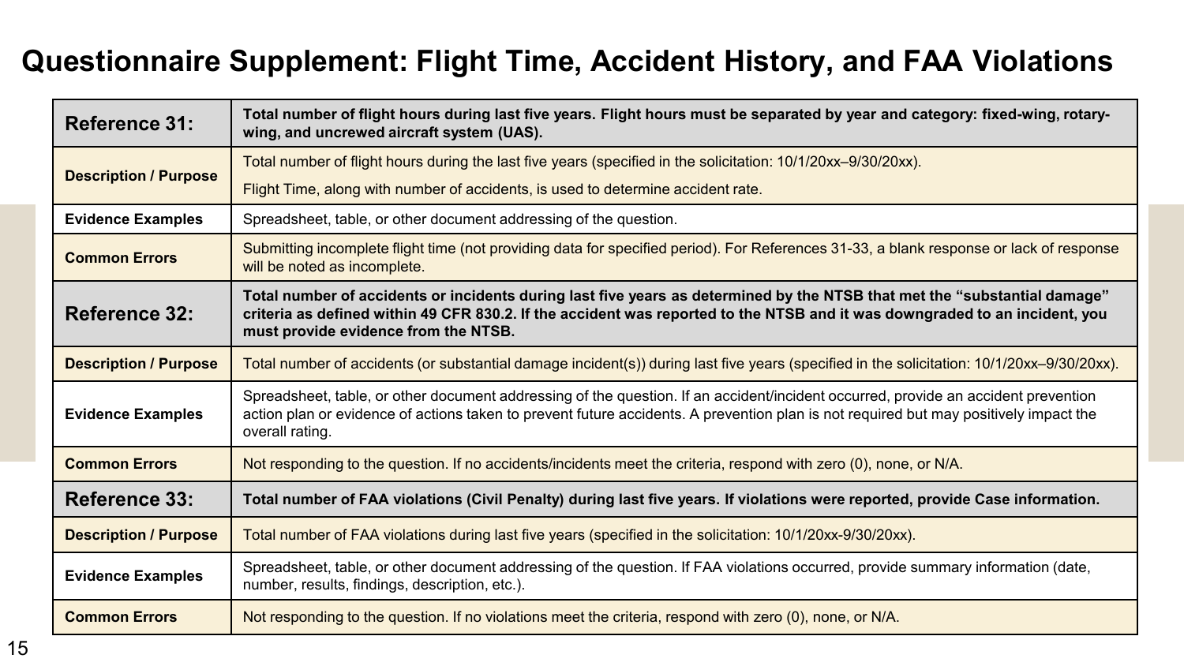# Questionnaire Supplement: Flight Time, Accident History, and FAA Violations

| **Reference 31:** | **Total number of flight hours during last five years. Flight hours must be separated by year and category: fixed-wing, rotary-wing, and uncrewed aircraft system (UAS).** |
|---|---|
| **Description / Purpose** | Total number of flight hours during the last five years (specified in the solicitation: 10/1/20xx–9/30/20xx).<br>Flight Time, along with number of accidents, is used to determine accident rate. |
| **Evidence Examples** | Spreadsheet, table, or other document addressing of the question. |
| **Common Errors** | Submitting incomplete flight time (not providing data for specified period). For References 31-33, a blank response or lack of response will be noted as incomplete. |
| **Reference 32:** | **Total number of accidents or incidents during last five years as determined by the NTSB that met the "substantial damage" criteria as defined within 49 CFR 830.2. If the accident was reported to the NTSB and it was downgraded to an incident, you must provide evidence from the NTSB.** |
| **Description / Purpose** | Total number of accidents (or substantial damage incident(s)) during last five years (specified in the solicitation: 10/1/20xx–9/30/20xx). |
| **Evidence Examples** | Spreadsheet, table, or other document addressing of the question. If an accident/incident occurred, provide an accident prevention action plan or evidence of actions taken to prevent future accidents. A prevention plan is not required but may positively impact the overall rating. |
| **Common Errors** | Not responding to the question. If no accidents/incidents meet the criteria, respond with zero (0), none, or N/A. |
| **Reference 33:** | **Total number of FAA violations (Civil Penalty) during last five years. If violations were reported, provide Case information.** |
| **Description / Purpose** | Total number of FAA violations during last five years (specified in the solicitation: 10/1/20xx-9/30/20xx). |
| **Evidence Examples** | Spreadsheet, table, or other document addressing of the question. If FAA violations occurred, provide summary information (date, number, results, findings, description, etc.). |
| **Common Errors** | Not responding to the question. If no violations meet the criteria, respond with zero (0), none, or N/A. |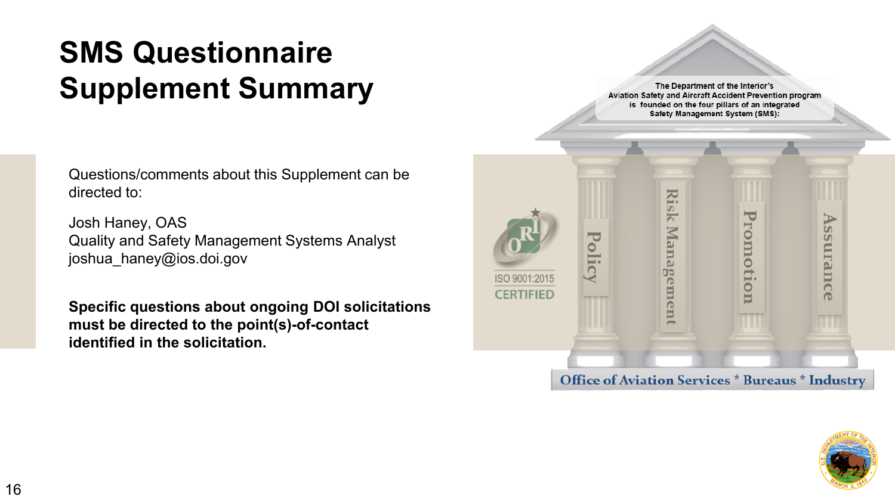# SMS Questionnaire Supplement Summary

Questions/comments about this Supplement can be directed to:

Josh Haney, OAS
Quality and Safety Management Systems Analyst
joshua_haney@ios.doi.gov

**Specific questions about ongoing DOI solicitations must be directed to the point(s)-of-contact identified in the solicitation.**

The Department of the Interior's Aviation Safety and Aircraft Accident Prevention program is founded on the four pillars of an integrated Safety Management System (SMS):

Policy

Risk Management

Promotion

Assurance

Office of Aviation Services * Bureaus * Industry

ISO 9001:2015 CERTIFIED